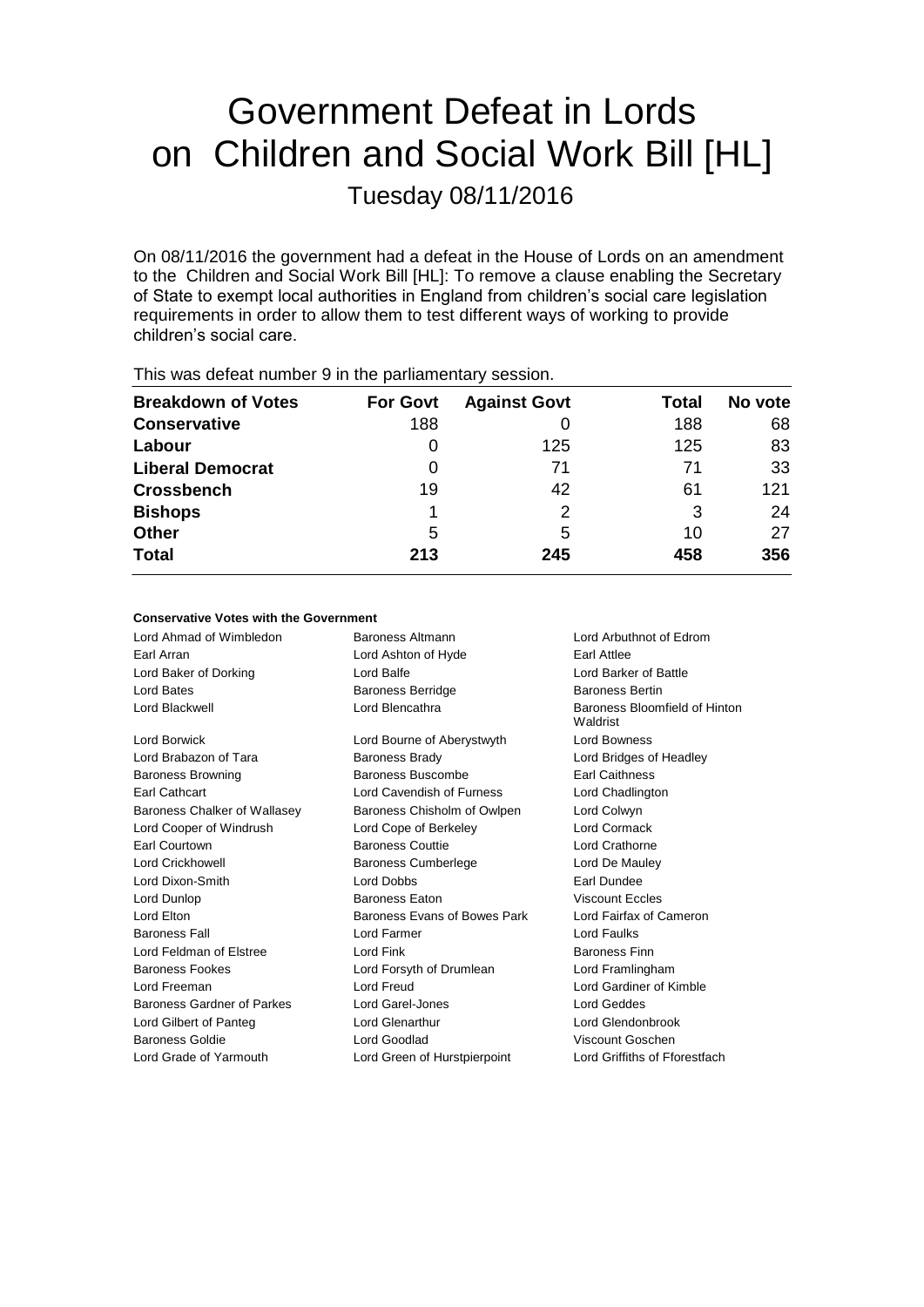# Government Defeat in Lords on Children and Social Work Bill [HL]

Tuesday 08/11/2016

On 08/11/2016 the government had a defeat in the House of Lords on an amendment to the Children and Social Work Bill [HL]: To remove a clause enabling the Secretary of State to exempt local authorities in England from children's social care legislation requirements in order to allow them to test different ways of working to provide children's social care.

This was defeat number 9 in the parliamentary session.

| Breakdown of Votes | For Govt | Against Govt | Total | No vote |
|---|---|---|---|---|
| **Conservative** | 188 | 0 | 188 | 68 |
| **Labour** | 0 | 125 | 125 | 83 |
| **Liberal Democrat** | 0 | 71 | 71 | 33 |
| **Crossbench** | 19 | 42 | 61 | 121 |
| **Bishops** | 1 | 2 | 3 | 24 |
| **Other** | 5 | 5 | 10 | 27 |
| **Total** | 213 | 245 | 458 | 356 |

**Conservative Votes with the Government**

| | | |
|---|---|---|
| Lord Ahmad of Wimbledon | Baroness Altmann | Lord Arbuthnot of Edrom |
| Earl Arran | Lord Ashton of Hyde | Earl Attlee |
| Lord Baker of Dorking | Lord Balfe | Lord Barker of Battle |
| Lord Bates | Baroness Berridge | Baroness Bertin |
| Lord Blackwell | Lord Blencathra | Baroness Bloomfield of Hinton Waldrist |
| Lord Borwick | Lord Bourne of Aberystwyth | Lord Bowness |
| Lord Brabazon of Tara | Baroness Brady | Lord Bridges of Headley |
| Baroness Browning | Baroness Buscombe | Earl Caithness |
| Earl Cathcart | Lord Cavendish of Furness | Lord Chadlington |
| Baroness Chalker of Wallasey | Baroness Chisholm of Owlpen | Lord Colwyn |
| Lord Cooper of Windrush | Lord Cope of Berkeley | Lord Cormack |
| Earl Courtown | Baroness Couttie | Lord Crathorne |
| Lord Crickhowell | Baroness Cumberlege | Lord De Mauley |
| Lord Dixon-Smith | Lord Dobbs | Earl Dundee |
| Lord Dunlop | Baroness Eaton | Viscount Eccles |
| Lord Elton | Baroness Evans of Bowes Park | Lord Fairfax of Cameron |
| Baroness Fall | Lord Farmer | Lord Faulks |
| Lord Feldman of Elstree | Lord Fink | Baroness Finn |
| Baroness Fookes | Lord Forsyth of Drumlean | Lord Framlingham |
| Lord Freeman | Lord Freud | Lord Gardiner of Kimble |
| Baroness Gardner of Parkes | Lord Garel-Jones | Lord Geddes |
| Lord Gilbert of Panteg | Lord Glenarthur | Lord Glendonbrook |
| Baroness Goldie | Lord Goodlad | Viscount Goschen |
| Lord Grade of Yarmouth | Lord Green of Hurstpierpoint | Lord Griffiths of Fforestfach |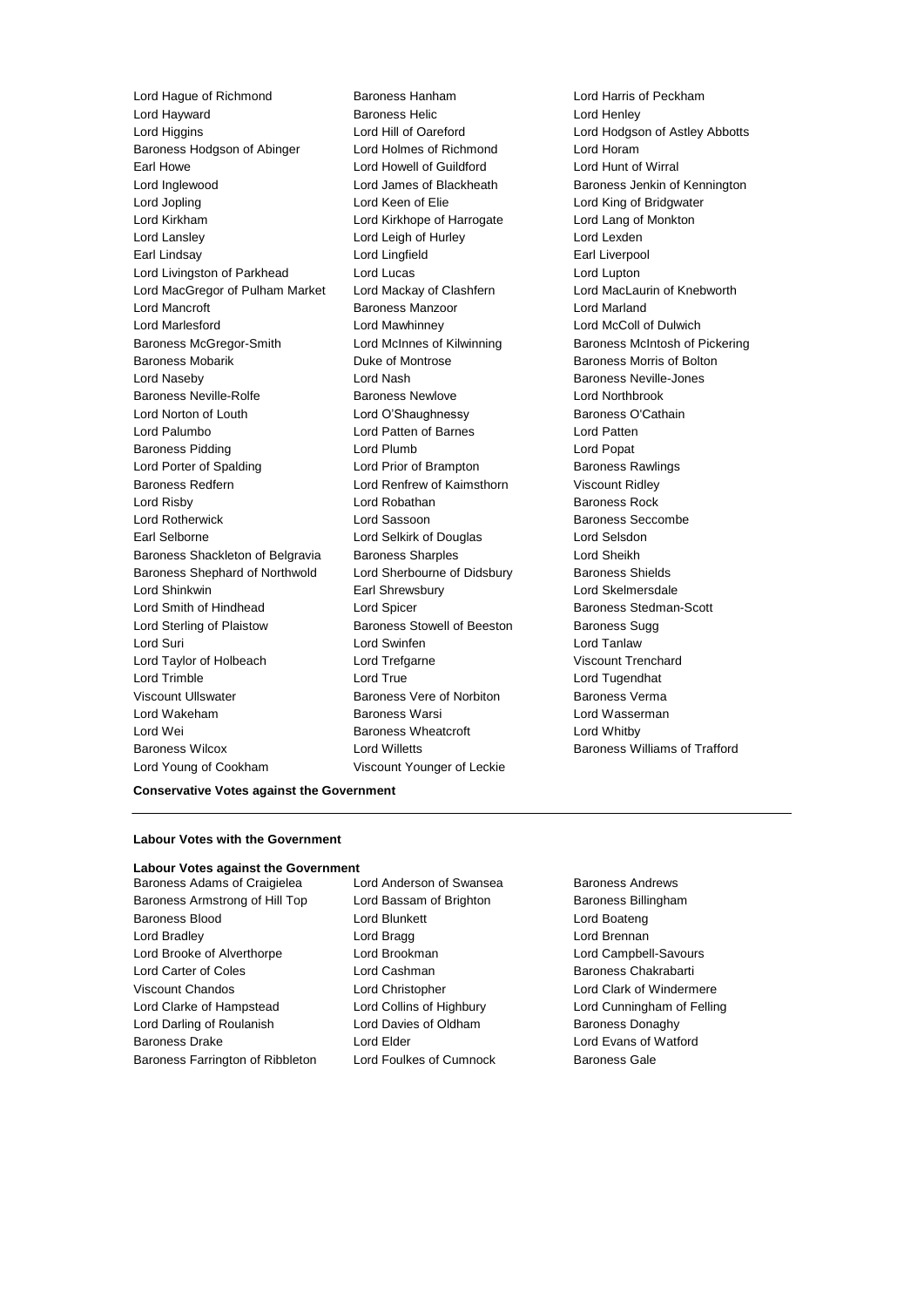Lord Hague of Richmond
Baroness Hanham
Lord Harris of Peckham
Lord Hayward
Baroness Helic
Lord Henley
Lord Higgins
Lord Hill of Oareford
Lord Hodgson of Astley Abbotts
Baroness Hodgson of Abinger
Lord Holmes of Richmond
Lord Horam
Earl Howe
Lord Howell of Guildford
Lord Hunt of Wirral
Lord Inglewood
Lord James of Blackheath
Baroness Jenkin of Kennington
Lord Jopling
Lord Keen of Elie
Lord King of Bridgwater
Lord Kirkham
Lord Kirkhope of Harrogate
Lord Lang of Monkton
Lord Lansley
Lord Leigh of Hurley
Lord Lexden
Earl Lindsay
Lord Lingfield
Earl Liverpool
Lord Livingston of Parkhead
Lord Lucas
Lord Lupton
Lord MacGregor of Pulham Market
Lord Mackay of Clashfern
Lord MacLaurin of Knebworth
Lord Mancroft
Baroness Manzoor
Lord Marland
Lord Marlesford
Lord Mawhinney
Lord McColl of Dulwich
Baroness McGregor-Smith
Lord McInnes of Kilwinning
Baroness McIntosh of Pickering
Baroness Mobarik
Duke of Montrose
Baroness Morris of Bolton
Lord Naseby
Lord Nash
Baroness Neville-Jones
Baroness Neville-Rolfe
Baroness Newlove
Lord Northbrook
Lord Norton of Louth
Lord O'Shaughnessy
Baroness O'Cathain
Lord Palumbo
Lord Patten of Barnes
Lord Patten
Baroness Pidding
Lord Plumb
Lord Popat
Lord Porter of Spalding
Lord Prior of Brampton
Baroness Rawlings
Baroness Redfern
Lord Renfrew of Kaimsthorn
Viscount Ridley
Lord Risby
Lord Robathan
Baroness Rock
Lord Rotherwick
Lord Sassoon
Baroness Seccombe
Earl Selborne
Lord Selkirk of Douglas
Lord Selsdon
Baroness Shackleton of Belgravia
Baroness Sharples
Lord Sheikh
Baroness Shephard of Northwold
Lord Sherbourne of Didsbury
Baroness Shields
Lord Shinkwin
Earl Shrewsbury
Lord Skelmersdale
Lord Smith of Hindhead
Lord Spicer
Baroness Stedman-Scott
Lord Sterling of Plaistow
Baroness Stowell of Beeston
Baroness Sugg
Lord Suri
Lord Swinfen
Lord Tanlaw
Lord Taylor of Holbeach
Lord Trefgarne
Viscount Trenchard
Lord Trimble
Lord True
Lord Tugendhat
Viscount Ullswater
Baroness Vere of Norbiton
Baroness Verma
Lord Wakeham
Baroness Warsi
Lord Wasserman
Lord Wei
Baroness Wheatcroft
Lord Whitby
Baroness Wilcox
Lord Willetts
Baroness Williams of Trafford
Lord Young of Cookham
Viscount Younger of Leckie

**Conservative Votes against the Government**

---

**Labour Votes with the Government**

**Labour Votes against the Government**

Baroness Adams of Craigielea
Lord Anderson of Swansea
Baroness Andrews
Baroness Armstrong of Hill Top
Lord Bassam of Brighton
Baroness Billingham
Baroness Blood
Lord Blunkett
Lord Boateng
Lord Bradley
Lord Bragg
Lord Brennan
Lord Brooke of Alverthorpe
Lord Brookman
Lord Campbell-Savours
Lord Carter of Coles
Lord Cashman
Baroness Chakrabarti
Viscount Chandos
Lord Christopher
Lord Clark of Windermere
Lord Clarke of Hampstead
Lord Collins of Highbury
Lord Cunningham of Felling
Lord Darling of Roulanish
Lord Davies of Oldham
Baroness Donaghy
Baroness Drake
Lord Elder
Lord Evans of Watford
Baroness Farrington of Ribbleton
Lord Foulkes of Cumnock
Baroness Gale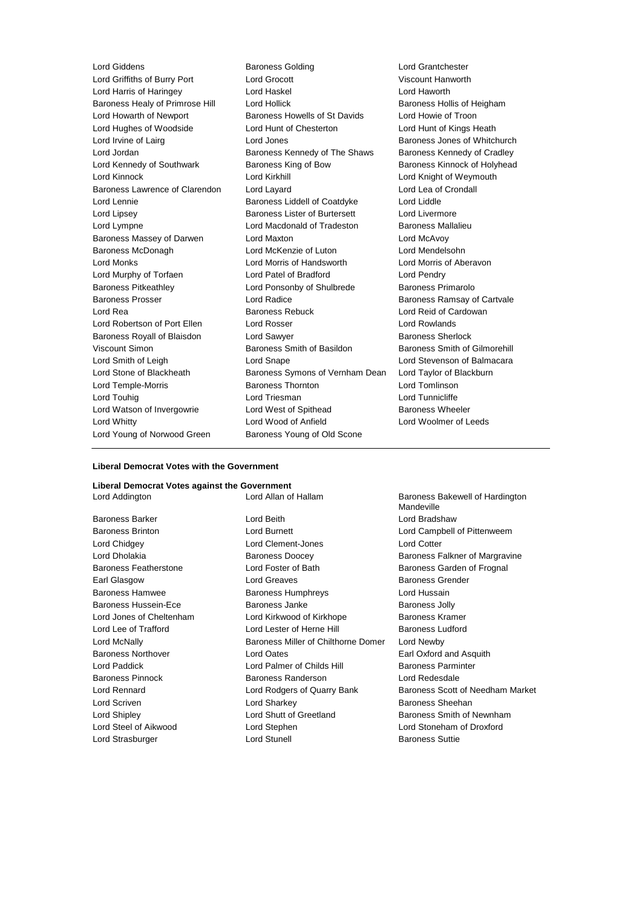Lord Giddens
Baroness Golding
Lord Grantchester
Lord Griffiths of Burry Port
Lord Grocott
Viscount Hanworth
Lord Harris of Haringey
Lord Haskel
Lord Haworth
Baroness Healy of Primrose Hill
Lord Hollick
Baroness Hollis of Heigham
Lord Howarth of Newport
Baroness Howells of St Davids
Lord Howie of Troon
Lord Hughes of Woodside
Lord Hunt of Chesterton
Lord Hunt of Kings Heath
Lord Irvine of Lairg
Lord Jones
Baroness Jones of Whitchurch
Lord Jordan
Baroness Kennedy of The Shaws
Baroness Kennedy of Cradley
Lord Kennedy of Southwark
Baroness King of Bow
Baroness Kinnock of Holyhead
Lord Kinnock
Lord Kirkhill
Lord Knight of Weymouth
Baroness Lawrence of Clarendon
Lord Layard
Lord Lea of Crondall
Lord Lennie
Baroness Liddell of Coatdyke
Lord Liddle
Lord Lipsey
Baroness Lister of Burtersett
Lord Livermore
Lord Lympne
Lord Macdonald of Tradeston
Baroness Mallalieu
Baroness Massey of Darwen
Lord Maxton
Lord McAvoy
Baroness McDonagh
Lord McKenzie of Luton
Lord Mendelsohn
Lord Monks
Lord Morris of Handsworth
Lord Morris of Aberavon
Lord Murphy of Torfaen
Lord Patel of Bradford
Lord Pendry
Baroness Pitkeathley
Lord Ponsonby of Shulbrede
Baroness Primarolo
Baroness Prosser
Lord Radice
Baroness Ramsay of Cartvale
Lord Rea
Baroness Rebuck
Lord Reid of Cardowan
Lord Robertson of Port Ellen
Lord Rosser
Lord Rowlands
Baroness Royall of Blaisdon
Lord Sawyer
Baroness Sherlock
Viscount Simon
Baroness Smith of Basildon
Baroness Smith of Gilmorehill
Lord Smith of Leigh
Lord Snape
Lord Stevenson of Balmacara
Lord Stone of Blackheath
Baroness Symons of Vernham Dean
Lord Taylor of Blackburn
Lord Temple-Morris
Baroness Thornton
Lord Tomlinson
Lord Touhig
Lord Triesman
Lord Tunnicliffe
Lord Watson of Invergowrie
Lord West of Spithead
Baroness Wheeler
Lord Whitty
Lord Wood of Anfield
Lord Woolmer of Leeds
Lord Young of Norwood Green
Baroness Young of Old Scone

---

**Liberal Democrat Votes with the Government**

**Liberal Democrat Votes against the Government**

Lord Addington
Lord Allan of Hallam
Baroness Bakewell of Hardington Mandeville
Baroness Barker
Lord Beith
Lord Bradshaw
Baroness Brinton
Lord Burnett
Lord Campbell of Pittenweem
Lord Chidgey
Lord Clement-Jones
Lord Cotter
Lord Dholakia
Baroness Doocey
Baroness Falkner of Margravine
Baroness Featherstone
Lord Foster of Bath
Baroness Garden of Frognal
Earl Glasgow
Lord Greaves
Baroness Grender
Baroness Hamwee
Baroness Humphreys
Lord Hussain
Baroness Hussein-Ece
Baroness Janke
Baroness Jolly
Lord Jones of Cheltenham
Lord Kirkwood of Kirkhope
Baroness Kramer
Lord Lee of Trafford
Lord Lester of Herne Hill
Baroness Ludford
Lord McNally
Baroness Miller of Chilthorne Domer
Lord Newby
Baroness Northover
Lord Oates
Earl Oxford and Asquith
Lord Paddick
Lord Palmer of Childs Hill
Baroness Parminter
Baroness Pinnock
Baroness Randerson
Lord Redesdale
Lord Rennard
Lord Rodgers of Quarry Bank
Baroness Scott of Needham Market
Lord Scriven
Lord Sharkey
Baroness Sheehan
Lord Shipley
Lord Shutt of Greetland
Baroness Smith of Newnham
Lord Steel of Aikwood
Lord Stephen
Lord Stoneham of Droxford
Lord Strasburger
Lord Stunell
Baroness Suttie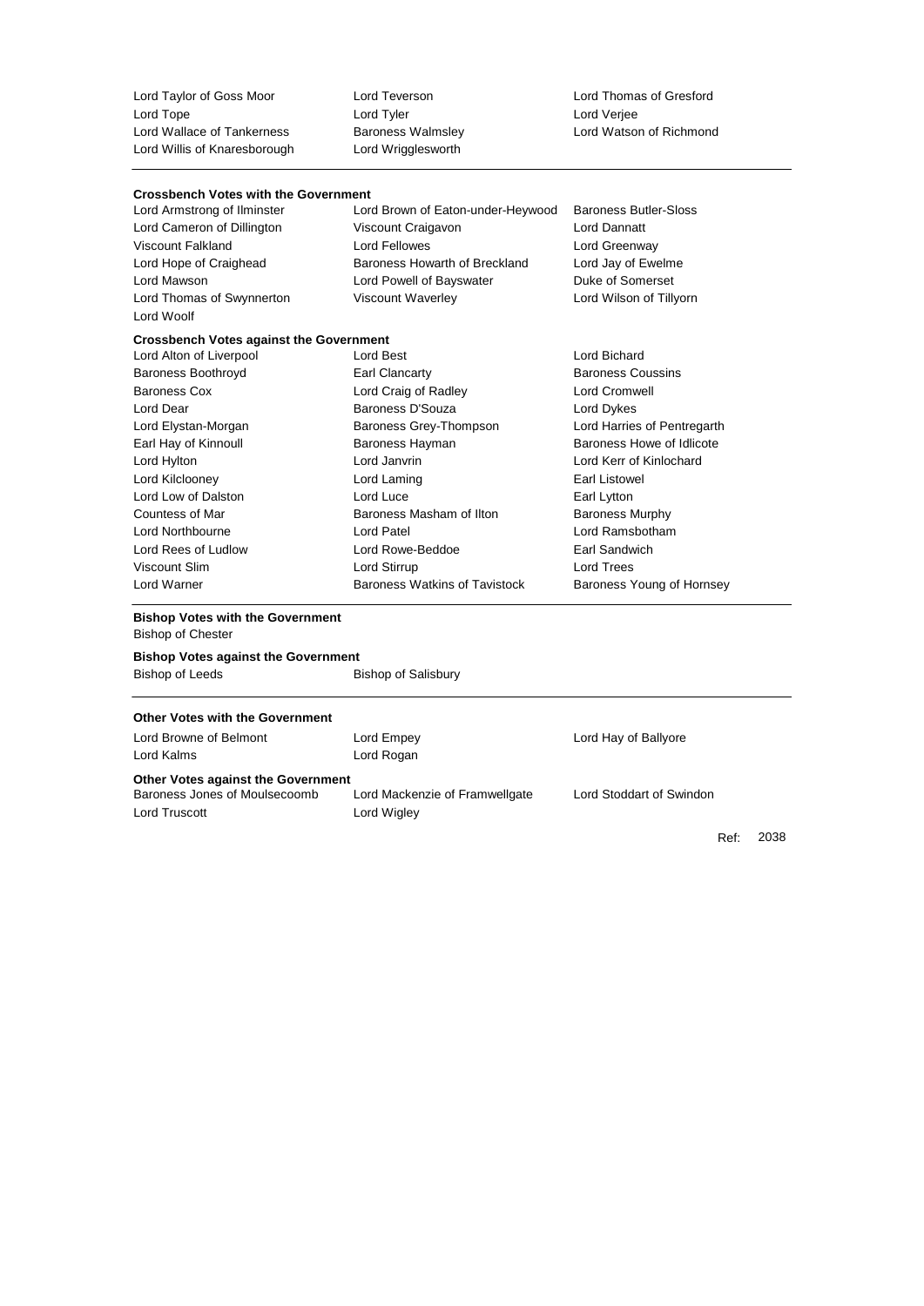Lord Taylor of Goss Moor, Lord Teverson, Lord Thomas of Gresford, Lord Tope, Lord Tyler, Lord Verjee, Lord Wallace of Tankerness, Baroness Walmsley, Lord Watson of Richmond, Lord Willis of Knaresborough, Lord Wrigglesworth

**Crossbench Votes with the Government**

Lord Armstrong of Ilminster, Lord Brown of Eaton-under-Heywood, Baroness Butler-Sloss, Lord Cameron of Dillington, Viscount Craigavon, Lord Dannatt, Viscount Falkland, Lord Fellowes, Lord Greenway, Lord Hope of Craighead, Baroness Howarth of Breckland, Lord Jay of Ewelme, Lord Mawson, Lord Powell of Bayswater, Duke of Somerset, Lord Thomas of Swynnerton, Viscount Waverley, Lord Wilson of Tillyorn, Lord Woolf

**Crossbench Votes against the Government**

Lord Alton of Liverpool, Lord Best, Lord Bichard, Baroness Boothroyd, Earl Clancarty, Baroness Coussins, Baroness Cox, Lord Craig of Radley, Lord Cromwell, Lord Dear, Baroness D'Souza, Lord Dykes, Lord Elystan-Morgan, Baroness Grey-Thompson, Lord Harries of Pentregarth, Earl Hay of Kinnoull, Baroness Hayman, Baroness Howe of Idlicote, Lord Hylton, Lord Janvrin, Lord Kerr of Kinlochard, Lord Kilclooney, Lord Laming, Earl Listowel, Lord Low of Dalston, Lord Luce, Earl Lytton, Countess of Mar, Baroness Masham of Ilton, Baroness Murphy, Lord Northbourne, Lord Patel, Lord Ramsbotham, Lord Rees of Ludlow, Lord Rowe-Beddoe, Earl Sandwich, Viscount Slim, Lord Stirrup, Lord Trees, Lord Warner, Baroness Watkins of Tavistock, Baroness Young of Hornsey

**Bishop Votes with the Government**

Bishop of Chester

**Bishop Votes against the Government**

Bishop of Leeds, Bishop of Salisbury

**Other Votes with the Government**

Lord Browne of Belmont, Lord Empey, Lord Hay of Ballyore, Lord Kalms, Lord Rogan

**Other Votes against the Government**

Baroness Jones of Moulsecoomb, Lord Mackenzie of Framwellgate, Lord Stoddart of Swindon, Lord Truscott, Lord Wigley

Ref: 2038